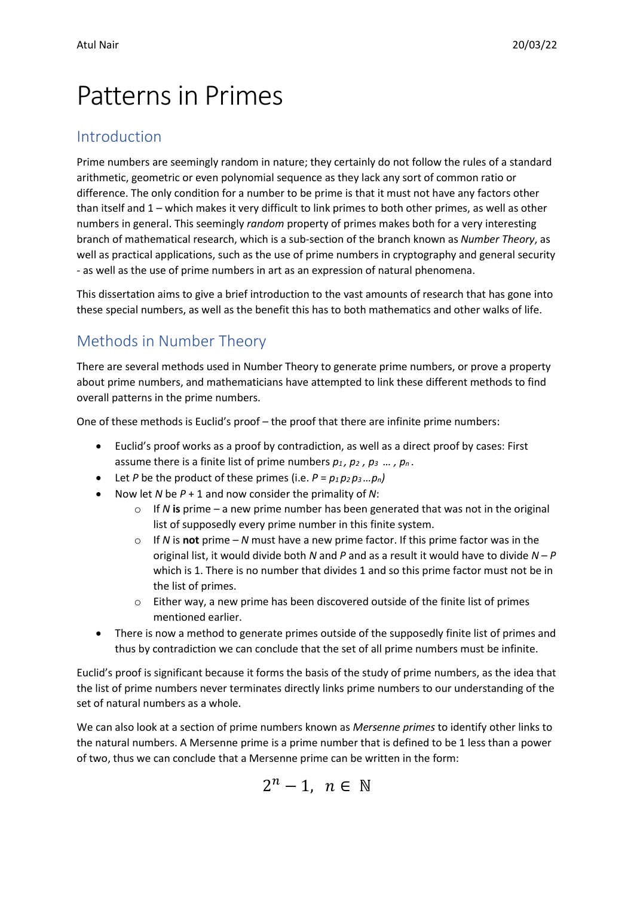# Patterns in Primes

## Introduction

Prime numbers are seemingly random in nature; they certainly do not follow the rules of a standard arithmetic, geometric or even polynomial sequence as they lack any sort of common ratio or difference. The only condition for a number to be prime is that it must not have any factors other than itself and 1 – which makes it very difficult to link primes to both other primes, as well as other numbers in general. This seemingly *random* property of primes makes both for a very interesting branch of mathematical research, which is a sub-section of the branch known as *Number Theory*, as well as practical applications, such as the use of prime numbers in cryptography and general security - as well as the use of prime numbers in art as an expression of natural phenomena.

This dissertation aims to give a brief introduction to the vast amounts of research that has gone into these special numbers, as well as the benefit this has to both mathematics and other walks of life.

## Methods in Number Theory

There are several methods used in Number Theory to generate prime numbers, or prove a property about prime numbers, and mathematicians have attempted to link these different methods to find overall patterns in the prime numbers.

One of these methods is Euclid's proof – the proof that there are infinite prime numbers:

- Euclid's proof works as a proof by contradiction, as well as a direct proof by cases: First assume there is a finite list of prime numbers $p_1, p_2, p_3 \ldots, p_n$.
- Let $P$ be the product of these primes (i.e. $P = p_1 p_2 p_3 \ldots p_n$)
- Now let $N$ be $P + 1$ and now consider the primality of $N$:
  - If $N$ **is** prime – a new prime number has been generated that was not in the original list of supposedly every prime number in this finite system.
  - If $N$ is **not** prime – $N$ must have a new prime factor. If this prime factor was in the original list, it would divide both $N$ and $P$ and as a result it would have to divide $N - P$ which is 1. There is no number that divides 1 and so this prime factor must not be in the list of primes.
  - Either way, a new prime has been discovered outside of the finite list of primes mentioned earlier.
- There is now a method to generate primes outside of the supposedly finite list of primes and thus by contradiction we can conclude that the set of all prime numbers must be infinite.

Euclid's proof is significant because it forms the basis of the study of prime numbers, as the idea that the list of prime numbers never terminates directly links prime numbers to our understanding of the set of natural numbers as a whole.

We can also look at a section of prime numbers known as *Mersenne primes* to identify other links to the natural numbers. A Mersenne prime is a prime number that is defined to be 1 less than a power of two, thus we can conclude that a Mersenne prime can be written in the form:

$$2^n - 1, \;\; n \in \mathbb{N}$$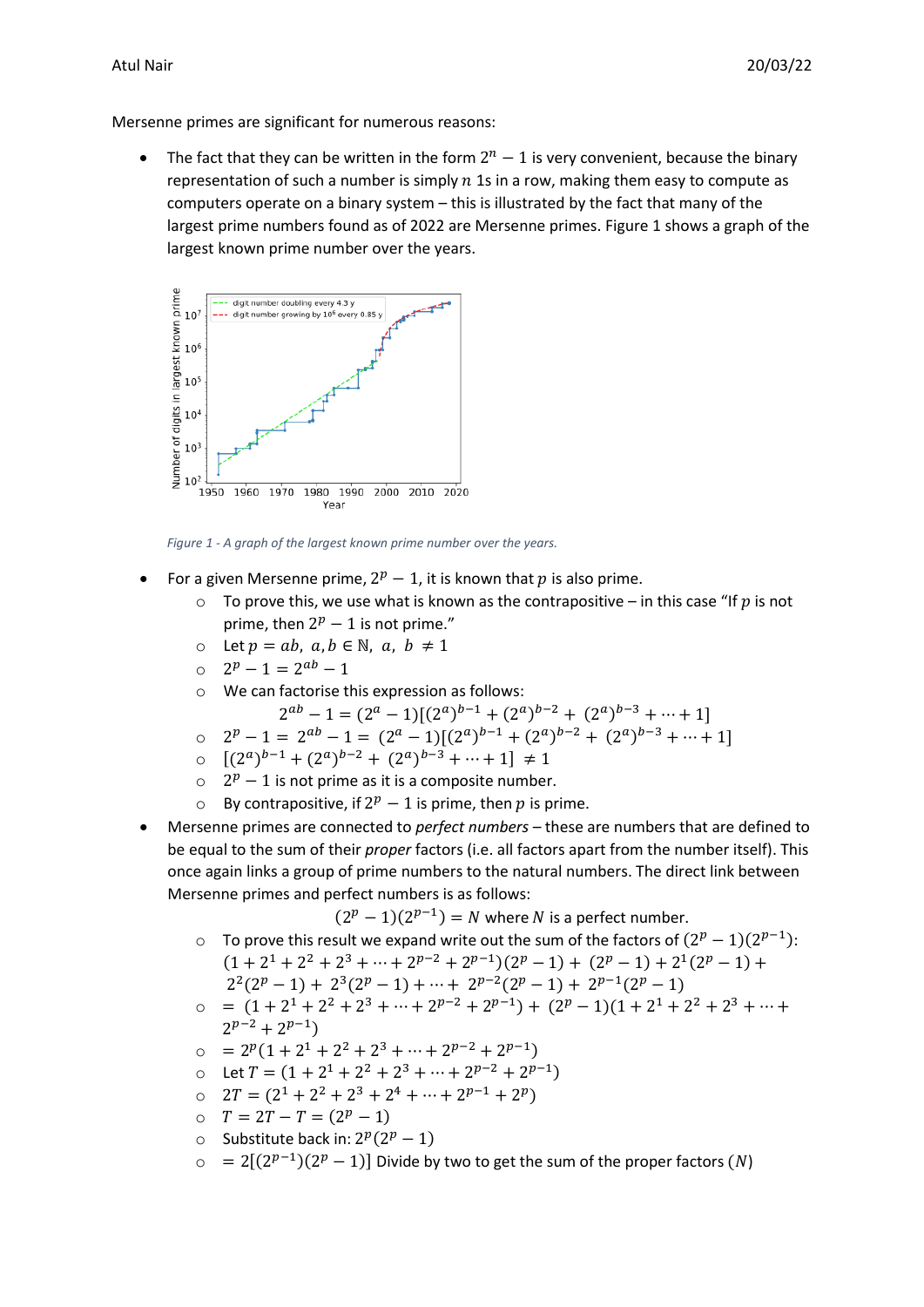Mersenne primes are significant for numerous reasons:

- The fact that they can be written in the form $2^n - 1$ is very convenient, because the binary representation of such a number is simply $n$ 1s in a row, making them easy to compute as computers operate on a binary system – this is illustrated by the fact that many of the largest prime numbers found as of 2022 are Mersenne primes. Figure 1 shows a graph of the largest known prime number over the years.

*Figure 1 - A graph of the largest known prime number over the years.*

- For a given Mersenne prime, $2^p - 1$, it is known that $p$ is also prime.
  - To prove this, we use what is known as the contrapositive – in this case "If $p$ is not prime, then $2^p - 1$ is not prime."
  - Let $p = ab,\ a, b \in \mathbb{N},\ a,\ b \neq 1$
  - $2^p - 1 = 2^{ab} - 1$
  - We can factorise this expression as follows:
  $$2^{ab} - 1 = (2^a - 1)[(2^a)^{b-1} + (2^a)^{b-2} + (2^a)^{b-3} + \cdots + 1]$$
  - $2^p - 1 = 2^{ab} - 1 = (2^a - 1)[(2^a)^{b-1} + (2^a)^{b-2} + (2^a)^{b-3} + \cdots + 1]$
  - $[(2^a)^{b-1} + (2^a)^{b-2} + (2^a)^{b-3} + \cdots + 1] \neq 1$
  - $2^p - 1$ is not prime as it is a composite number.
  - By contrapositive, if $2^p - 1$ is prime, then $p$ is prime.
- Mersenne primes are connected to *perfect numbers* – these are numbers that are defined to be equal to the sum of their *proper* factors (i.e. all factors apart from the number itself). This once again links a group of prime numbers to the natural numbers. The direct link between Mersenne primes and perfect numbers is as follows:
$$(2^p - 1)(2^{p-1}) = N \text{ where } N \text{ is a perfect number.}$$
  - To prove this result we expand write out the sum of the factors of $(2^p - 1)(2^{p-1})$: $(1 + 2^1 + 2^2 + 2^3 + \cdots + 2^{p-2} + 2^{p-1})(2^p - 1) + (2^p - 1) + 2^1(2^p - 1) + 2^2(2^p - 1) + 2^3(2^p - 1) + \cdots + 2^{p-2}(2^p - 1) + 2^{p-1}(2^p - 1)$
  - $= (1 + 2^1 + 2^2 + 2^3 + \cdots + 2^{p-2} + 2^{p-1}) + (2^p - 1)(1 + 2^1 + 2^2 + 2^3 + \cdots + 2^{p-2} + 2^{p-1})$
  - $= 2^p(1 + 2^1 + 2^2 + 2^3 + \cdots + 2^{p-2} + 2^{p-1})$
  - Let $T = (1 + 2^1 + 2^2 + 2^3 + \cdots + 2^{p-2} + 2^{p-1})$
  - $2T = (2^1 + 2^2 + 2^3 + 2^4 + \cdots + 2^{p-1} + 2^p)$
  - $T = 2T - T = (2^p - 1)$
  - Substitute back in: $2^p(2^p - 1)$
  - $= 2[(2^{p-1})(2^p - 1)]$ Divide by two to get the sum of the proper factors $(N)$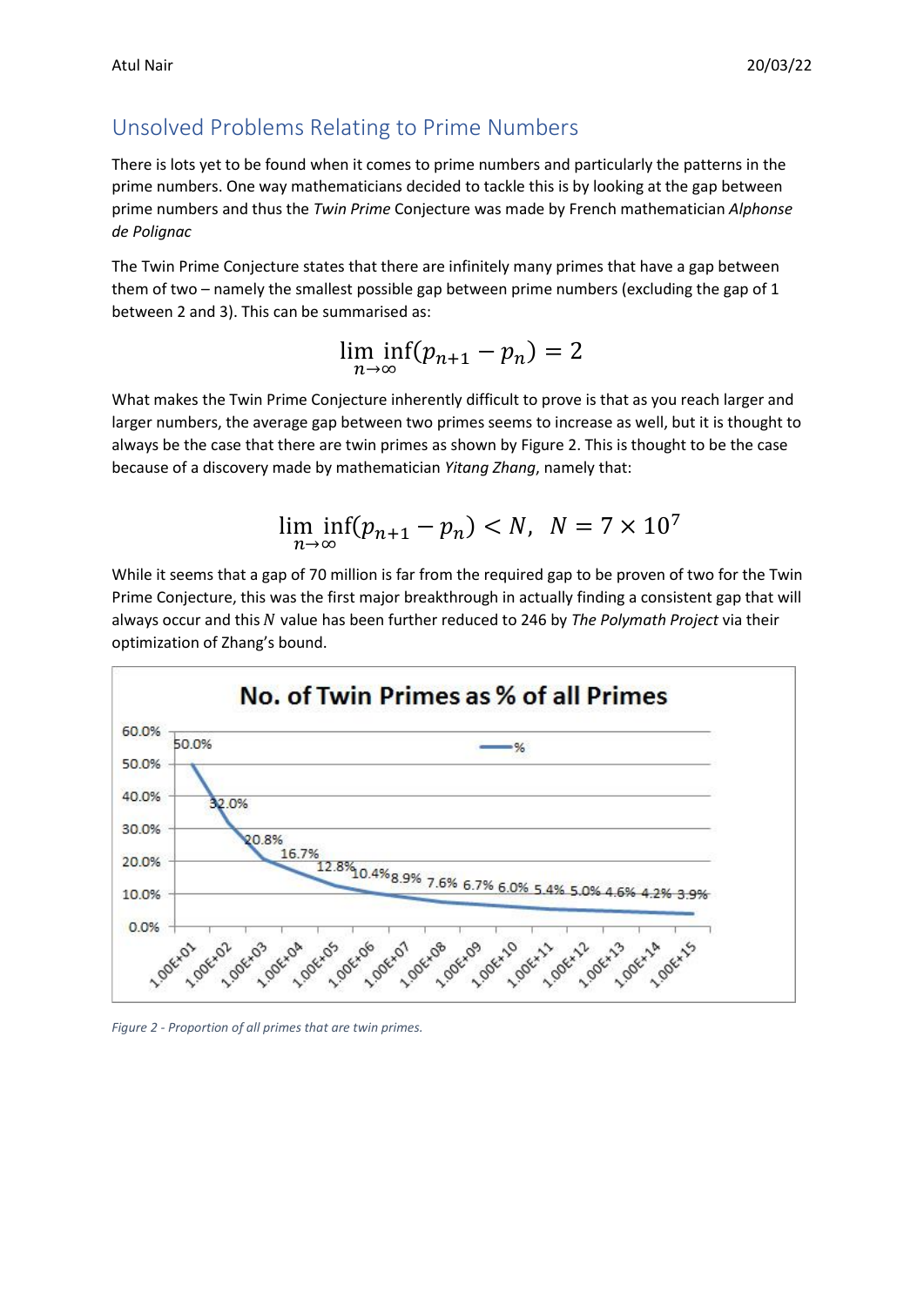## Unsolved Problems Relating to Prime Numbers

There is lots yet to be found when it comes to prime numbers and particularly the patterns in the prime numbers. One way mathematicians decided to tackle this is by looking at the gap between prime numbers and thus the *Twin Prime* Conjecture was made by French mathematician *Alphonse de Polignac*

The Twin Prime Conjecture states that there are infinitely many primes that have a gap between them of two – namely the smallest possible gap between prime numbers (excluding the gap of 1 between 2 and 3). This can be summarised as:

$$\lim_{n\to\infty} \inf(p_{n+1} - p_n) = 2$$

What makes the Twin Prime Conjecture inherently difficult to prove is that as you reach larger and larger numbers, the average gap between two primes seems to increase as well, but it is thought to always be the case that there are twin primes as shown by Figure 2. This is thought to be the case because of a discovery made by mathematician *Yitang Zhang*, namely that:

$$\lim_{n\to\infty} \inf(p_{n+1} - p_n) < N, \quad N = 7 \times 10^7$$

While it seems that a gap of 70 million is far from the required gap to be proven of two for the Twin Prime Conjecture, this was the first major breakthrough in actually finding a consistent gap that will always occur and this $N$ value has been further reduced to 246 by *The Polymath Project* via their optimization of Zhang's bound.

**No. of Twin Primes as % of all Primes**

| n | % |
|---|---|
| 1.00E+01 | 50.0% |
| 1.00E+02 | 32.0% |
| 1.00E+03 | 20.8% |
| 1.00E+04 | 16.7% |
| 1.00E+05 | 12.8% |
| 1.00E+06 | 10.4% |
| 1.00E+07 | 8.9% |
| 1.00E+08 | 7.6% |
| 1.00E+09 | 6.7% |
| 1.00E+10 | 6.0% |
| 1.00E+11 | 5.4% |
| 1.00E+12 | 5.0% |
| 1.00E+13 | 4.6% |
| 1.00E+14 | 4.2% |
| 1.00E+15 | 3.9% |

*Figure 2 - Proportion of all primes that are twin primes.*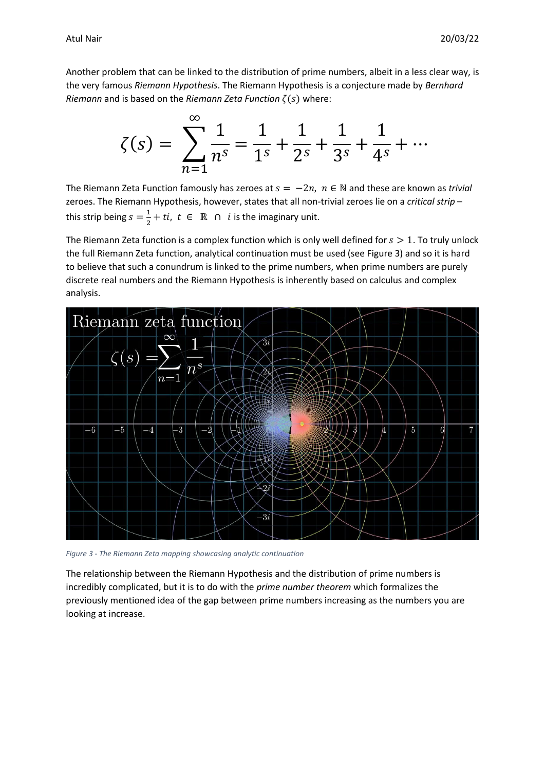Another problem that can be linked to the distribution of prime numbers, albeit in a less clear way, is the very famous *Riemann Hypothesis*. The Riemann Hypothesis is a conjecture made by *Bernhard Riemann* and is based on the *Riemann Zeta Function* $\zeta(s)$ where:

$$\zeta(s) = \sum_{n=1}^{\infty} \frac{1}{n^s} = \frac{1}{1^s} + \frac{1}{2^s} + \frac{1}{3^s} + \frac{1}{4^s} + \cdots$$

The Riemann Zeta Function famously has zeroes at $s = -2n,\ n \in \mathbb{N}$ and these are known as *trivial* zeroes. The Riemann Hypothesis, however, states that all non-trivial zeroes lie on a *critical strip* – this strip being $s = \frac{1}{2} + ti,\ t \in \mathbb{R} \cap i$ is the imaginary unit.

The Riemann Zeta function is a complex function which is only well defined for $s > 1$. To truly unlock the full Riemann Zeta function, analytical continuation must be used (see Figure 3) and so it is hard to believe that such a conundrum is linked to the prime numbers, when prime numbers are purely discrete real numbers and the Riemann Hypothesis is inherently based on calculus and complex analysis.

*Figure 3 - The Riemann Zeta mapping showcasing analytic continuation*

The relationship between the Riemann Hypothesis and the distribution of prime numbers is incredibly complicated, but it is to do with the *prime number theorem* which formalizes the previously mentioned idea of the gap between prime numbers increasing as the numbers you are looking at increase.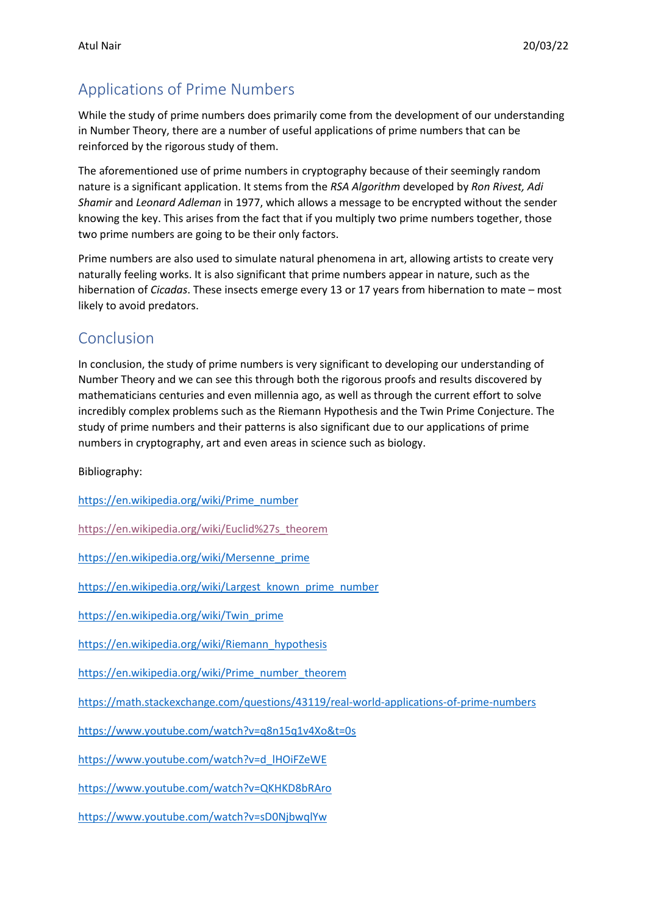## Applications of Prime Numbers

While the study of prime numbers does primarily come from the development of our understanding in Number Theory, there are a number of useful applications of prime numbers that can be reinforced by the rigorous study of them.

The aforementioned use of prime numbers in cryptography because of their seemingly random nature is a significant application. It stems from the *RSA Algorithm* developed by *Ron Rivest, Adi Shamir* and *Leonard Adleman* in 1977, which allows a message to be encrypted without the sender knowing the key. This arises from the fact that if you multiply two prime numbers together, those two prime numbers are going to be their only factors.

Prime numbers are also used to simulate natural phenomena in art, allowing artists to create very naturally feeling works. It is also significant that prime numbers appear in nature, such as the hibernation of *Cicadas*. These insects emerge every 13 or 17 years from hibernation to mate – most likely to avoid predators.

## Conclusion

In conclusion, the study of prime numbers is very significant to developing our understanding of Number Theory and we can see this through both the rigorous proofs and results discovered by mathematicians centuries and even millennia ago, as well as through the current effort to solve incredibly complex problems such as the Riemann Hypothesis and the Twin Prime Conjecture. The study of prime numbers and their patterns is also significant due to our applications of prime numbers in cryptography, art and even areas in science such as biology.

Bibliography:

https://en.wikipedia.org/wiki/Prime_number

https://en.wikipedia.org/wiki/Euclid%27s_theorem

https://en.wikipedia.org/wiki/Mersenne_prime

https://en.wikipedia.org/wiki/Largest_known_prime_number

https://en.wikipedia.org/wiki/Twin_prime

https://en.wikipedia.org/wiki/Riemann_hypothesis

https://en.wikipedia.org/wiki/Prime_number_theorem

https://math.stackexchange.com/questions/43119/real-world-applications-of-prime-numbers

https://www.youtube.com/watch?v=q8n15q1v4Xo&t=0s

https://www.youtube.com/watch?v=d_lHOiFZeWE

https://www.youtube.com/watch?v=QKHKD8bRAro

https://www.youtube.com/watch?v=sD0NjbwqlYw